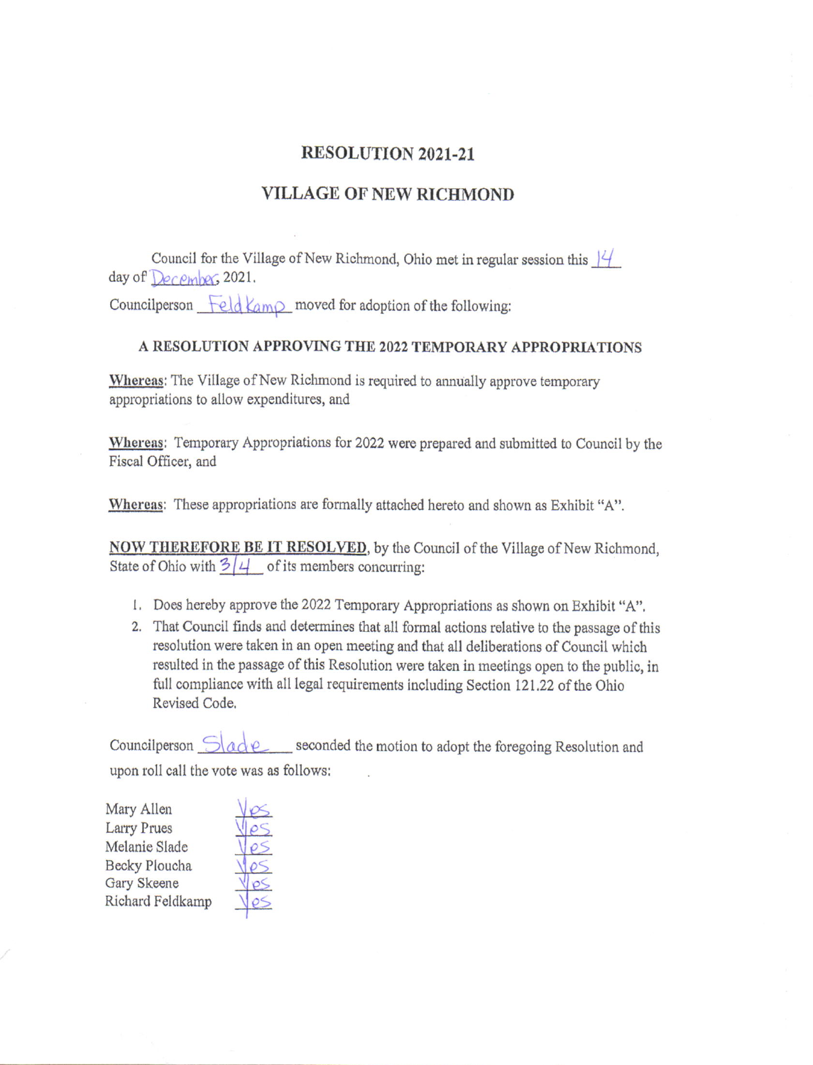# RESOLUTION 2021-21

## VILLAGE OF NEW RICHMOND

Council for the Village of New Richmond, Ohio met in regular session this 14 day of December, 2021.

Councilperson Feldkamp moved for adoption of the following:

### A RESOLUTION APPROVING THE 2022 TEMPORARY APPROPRIATIONS

**Whereas**: The Village of New Richmond is required to annually approve temporary appropriations to allow expenditures, and

**Whereas**: Temporary Appropriations for 2022 were prepared and submitted to Council by the Fiscal Officer, and

**Whereas**: These appropriations are formally attached hereto and shown as Exhibit "A".

**NOW THEREFORE BE IT RESOLVED**, by the Council of the Village of New Richmond, State of Ohio with 3/4 of its members concurring:

1. Does hereby approve the 2022 Temporary Appropriations as shown on Exhibit "A".
2. That Council finds and determines that all formal actions relative to the passage of this resolution were taken in an open meeting and that all deliberations of Council which resulted in the passage of this Resolution were taken in meetings open to the public, in full compliance with all legal requirements including Section 121.22 of the Ohio Revised Code.

Councilperson Slade seconded the motion to adopt the foregoing Resolution and upon roll call the vote was as follows:

| | |
|---|---|
| Mary Allen | Yes |
| Larry Prues | Yes |
| Melanie Slade | Yes |
| Becky Ploucha | Yes |
| Gary Skeene | Yes |
| Richard Feldkamp | Yes |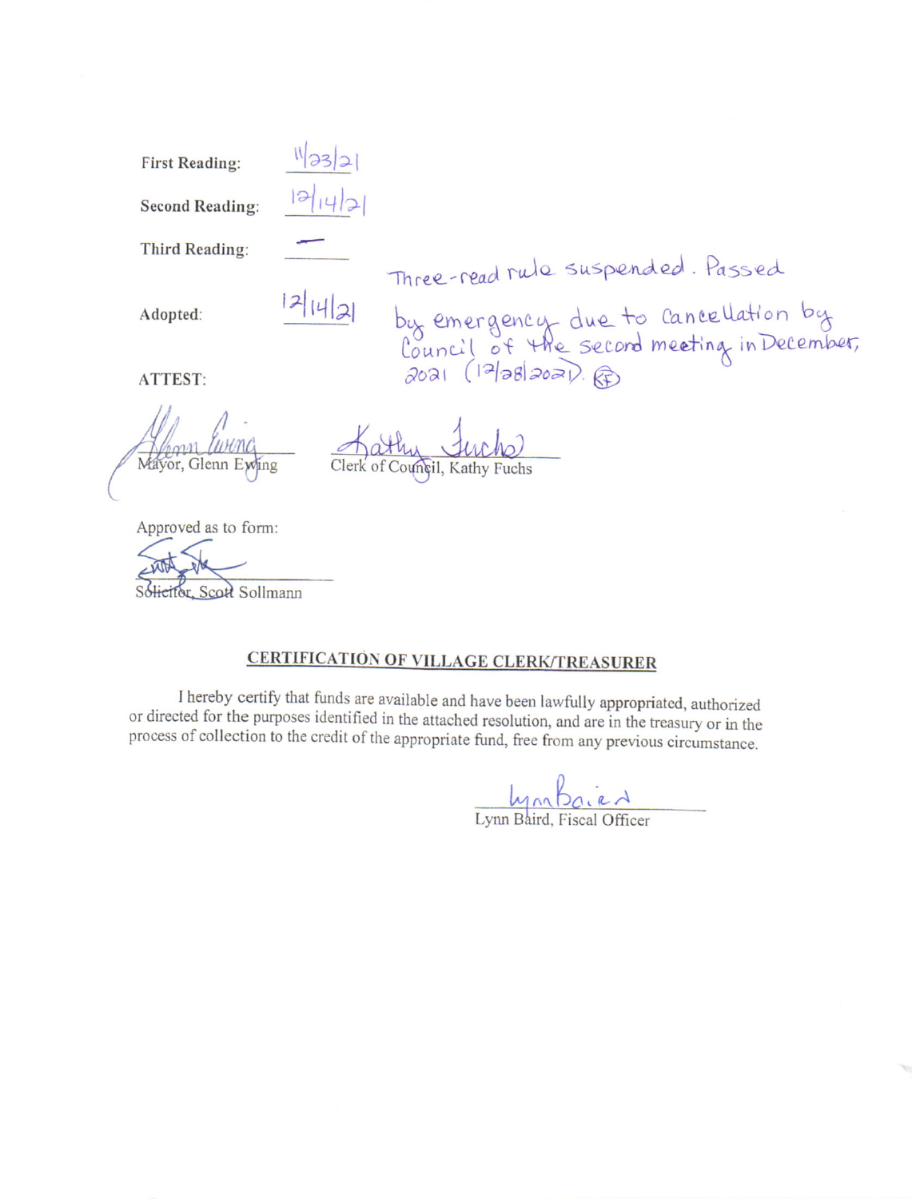First Reading: 11/23/21

Second Reading: 12/14/21

Third Reading: —

Adopted: 12/14/21

Three-read rule suspended. Passed by emergency due to cancellation by Council of the second meeting in December, 2021 (12/28/2021). KF

ATTEST:

Glenn Ewing
Mayor, Glenn Ewing

Kathy Fuchs
Clerk of Council, Kathy Fuchs

Approved as to form:

Scott Sollmann
Solicitor, Scott Sollmann

## CERTIFICATION OF VILLAGE CLERK/TREASURER

I hereby certify that funds are available and have been lawfully appropriated, authorized or directed for the purposes identified in the attached resolution, and are in the treasury or in the process of collection to the credit of the appropriate fund, free from any previous circumstance.

Lynn Baird
Lynn Baird, Fiscal Officer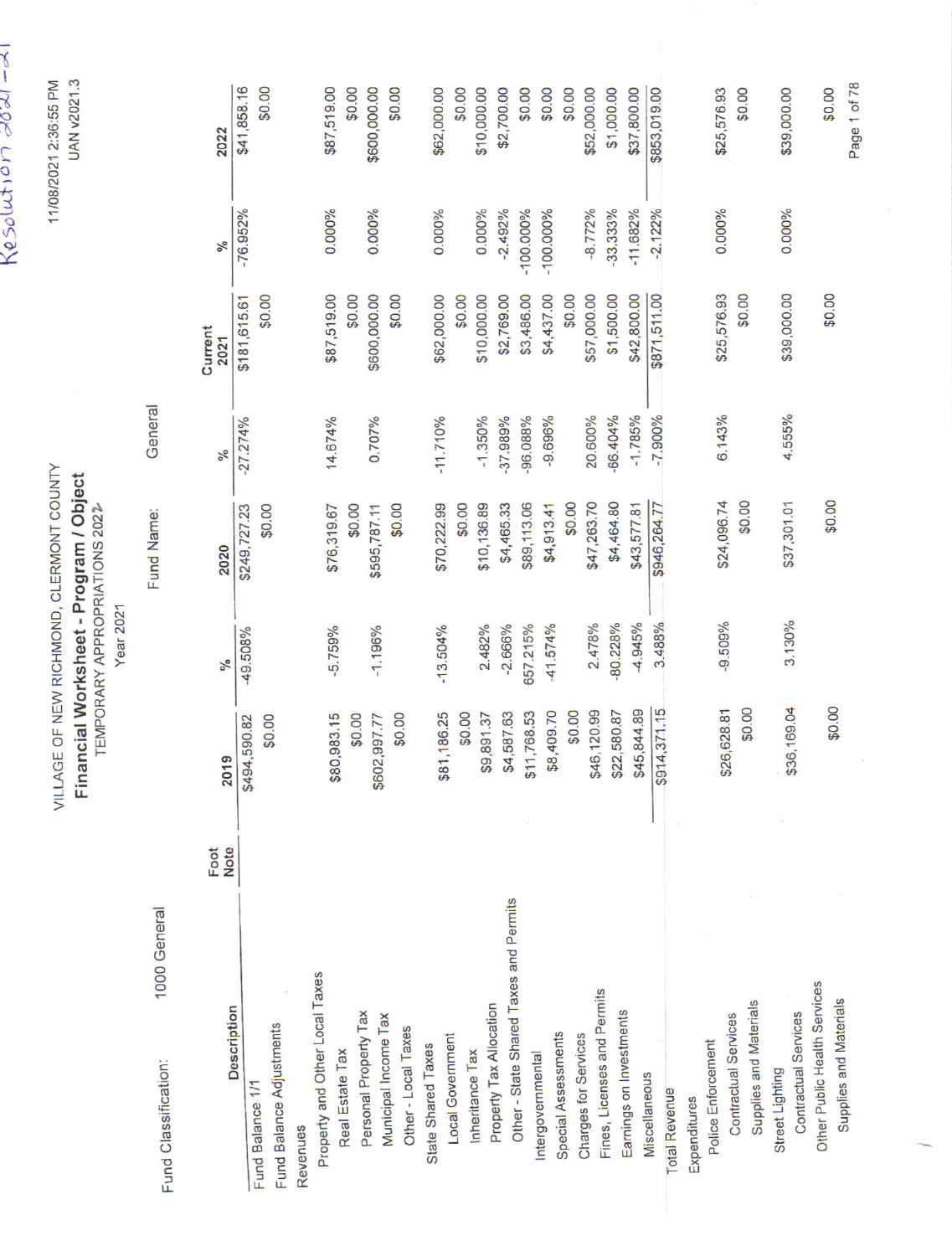Resolution 2021-21

11/08/2021 2:36:55 PM
UAN v2021.3

VILLAGE OF NEW RICHMOND, CLERMONT COUNTY

# Financial Worksheet - Program / Object

TEMPORARY APPROPRIATIONS 2022
Year 2021

Fund Classification: 1000 General

Fund Name: General

| Description | Foot Note | 2019 | % | 2020 | % | Current 2021 | % | 2022 |
|---|---|---|---|---|---|---|---|---|
| Fund Balance 1/1 | | $494,590.82 | -49.508% | $249,727.23 | -27.274% | $181,615.61 | -76.952% | $41,858.16 |
| Fund Balance Adjustments | | $0.00 | | $0.00 | | $0.00 | | $0.00 |
| Revenues | | | | | | | | |
| Property and Other Local Taxes | | | | | | | | |
| Real Estate Tax | | $80,983.15 | -5.759% | $76,319.67 | 14.674% | $87,519.00 | 0.000% | $87,519.00 |
| Personal Property Tax | | $0.00 | | $0.00 | | $0.00 | | $0.00 |
| Municipal Income Tax | | $602,997.77 | -1.196% | $595,787.11 | 0.707% | $600,000.00 | 0.000% | $600,000.00 |
| Other - Local Taxes | | $0.00 | | $0.00 | | $0.00 | | $0.00 |
| State Shared Taxes | | | | | | | | |
| Local Government | | $81,186.25 | -13.504% | $70,222.99 | -11.710% | $62,000.00 | 0.000% | $62,000.00 |
| Inheritance Tax | | $0.00 | | $0.00 | | $0.00 | | $0.00 |
| Property Tax Allocation | | $9,891.37 | 2.482% | $10,136.89 | -1.350% | $10,000.00 | 0.000% | $10,000.00 |
| Other - State Shared Taxes and Permits | | $4,587.63 | -2.666% | $4,465.33 | -37.989% | $2,769.00 | -2.492% | $2,700.00 |
| Intergovernmental | | $11,768.53 | 657.215% | $89,113.06 | -96.088% | $3,486.00 | -100.000% | $0.00 |
| Special Assessments | | $8,409.70 | -41.574% | $4,913.41 | -9.696% | $4,437.00 | -100.000% | $0.00 |
| Charges for Services | | $0.00 | | $0.00 | | $0.00 | | $0.00 |
| Fines, Licenses and Permits | | $46,120.99 | 2.478% | $47,263.70 | 20.600% | $57,000.00 | -8.772% | $52,000.00 |
| Earnings on Investments | | $22,580.87 | -80.228% | $4,464.80 | -66.404% | $1,500.00 | -33.333% | $1,000.00 |
| Miscellaneous | | $45,844.89 | -4.945% | $43,577.81 | -1.785% | $42,800.00 | -11.682% | $37,800.00 |
| Total Revenue | | $914,371.15 | 3.488% | $946,264.77 | -7.900% | $871,511.00 | -2.122% | $853,019.00 |
| Expenditures | | | | | | | | |
| Police Enforcement | | | | | | | | |
| Contractual Services | | $26,628.81 | -9.509% | $24,096.74 | 6.143% | $25,576.93 | 0.000% | $25,576.93 |
| Supplies and Materials | | $0.00 | | $0.00 | | $0.00 | | $0.00 |
| Street Lighting | | | | | | | | |
| Contractual Services | | $36,169.04 | 3.130% | $37,301.01 | 4.555% | $39,000.00 | 0.000% | $39,000.00 |
| Other Public Health Services | | | | | | | | |
| Supplies and Materials | | $0.00 | | $0.00 | | $0.00 | | $0.00 |